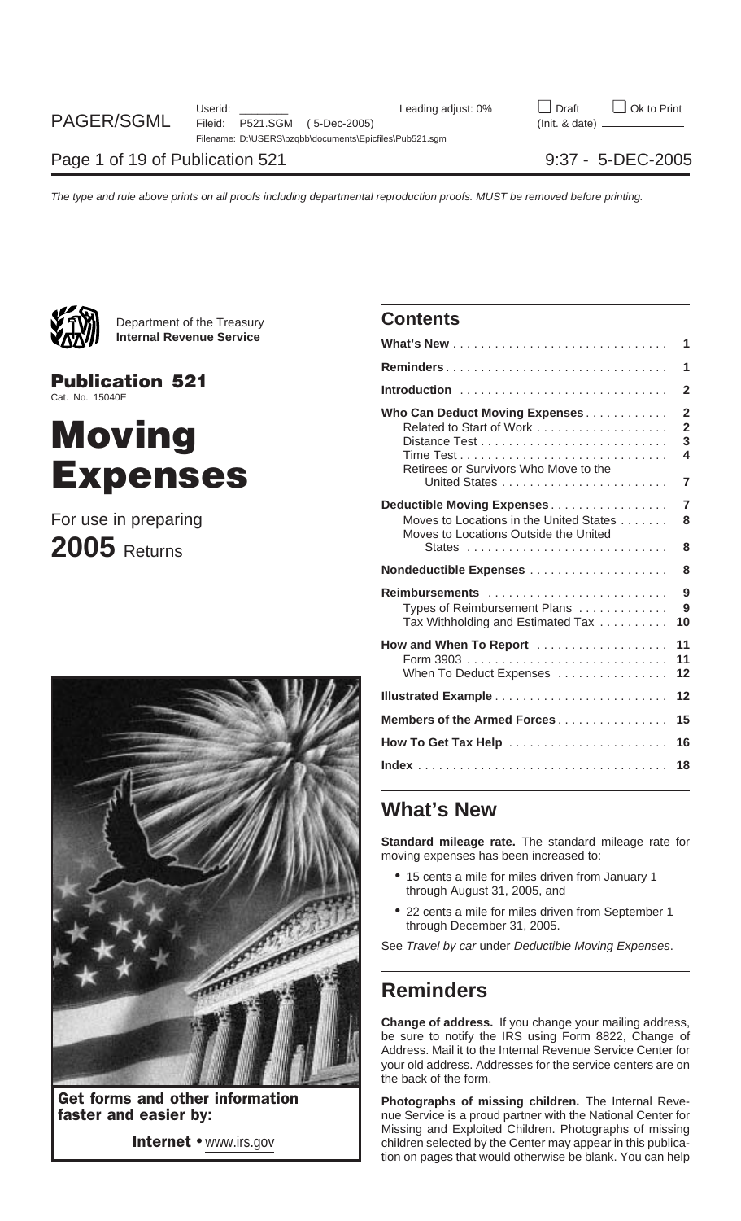Department of the Treasury
**Internal Revenue Service**

**Publication 521**
Cat. No. 15040E

# Moving Expenses

For use in preparing

**2005** Returns

**Get forms and other information faster and easier by:**

**Internet** • www.irs.gov

## Contents

| | |
|---|---|
| **What's New** | 1 |
| **Reminders** | 1 |
| **Introduction** | 2 |
| **Who Can Deduct Moving Expenses** | 2 |
| Related to Start of Work | 2 |
| Distance Test | 3 |
| Time Test | 4 |
| Retirees or Survivors Who Move to the United States | 7 |
| **Deductible Moving Expenses** | 7 |
| Moves to Locations in the United States | 8 |
| Moves to Locations Outside the United States | 8 |
| **Nondeductible Expenses** | 8 |
| **Reimbursements** | 9 |
| Types of Reimbursement Plans | 9 |
| Tax Withholding and Estimated Tax | 10 |
| **How and When To Report** | 11 |
| Form 3903 | 11 |
| When To Deduct Expenses | 12 |
| **Illustrated Example** | 12 |
| **Members of the Armed Forces** | 15 |
| **How To Get Tax Help** | 16 |
| **Index** | 18 |

## What's New

**Standard mileage rate.** The standard mileage rate for moving expenses has been increased to:

- 15 cents a mile for miles driven from January 1 through August 31, 2005, and
- 22 cents a mile for miles driven from September 1 through December 31, 2005.

See *Travel by car* under *Deductible Moving Expenses*.

## Reminders

**Change of address.** If you change your mailing address, be sure to notify the IRS using Form 8822, Change of Address. Mail it to the Internal Revenue Service Center for your old address. Addresses for the service centers are on the back of the form.

**Photographs of missing children.** The Internal Revenue Service is a proud partner with the National Center for Missing and Exploited Children. Photographs of missing children selected by the Center may appear in this publication on pages that would otherwise be blank. You can help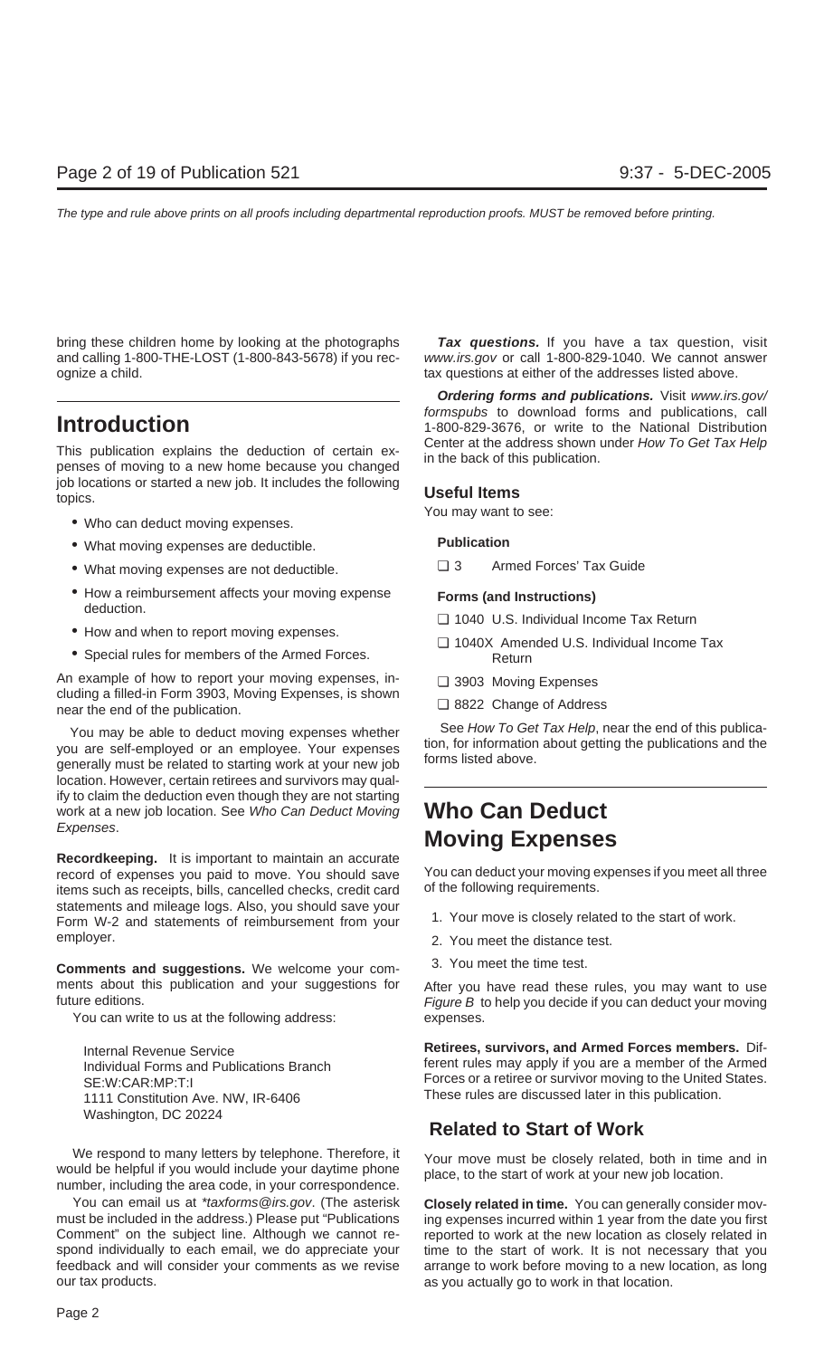bring these children home by looking at the photographs and calling 1-800-THE-LOST (1-800-843-5678) if you recognize a child.

# Introduction

This publication explains the deduction of certain expenses of moving to a new home because you changed job locations or started a new job. It includes the following topics.

- Who can deduct moving expenses.
- What moving expenses are deductible.
- What moving expenses are not deductible.
- How a reimbursement affects your moving expense deduction.
- How and when to report moving expenses.
- Special rules for members of the Armed Forces.

An example of how to report your moving expenses, including a filled-in Form 3903, Moving Expenses, is shown near the end of the publication.

You may be able to deduct moving expenses whether you are self-employed or an employee. Your expenses generally must be related to starting work at your new job location. However, certain retirees and survivors may qualify to claim the deduction even though they are not starting work at a new job location. See *Who Can Deduct Moving Expenses*.

**Recordkeeping.** It is important to maintain an accurate record of expenses you paid to move. You should save items such as receipts, bills, cancelled checks, credit card statements and mileage logs. Also, you should save your Form W-2 and statements of reimbursement from your employer.

**Comments and suggestions.** We welcome your comments about this publication and your suggestions for future editions.

You can write to us at the following address:

Internal Revenue Service
Individual Forms and Publications Branch
SE:W:CAR:MP:T:I
1111 Constitution Ave. NW, IR-6406
Washington, DC 20224

We respond to many letters by telephone. Therefore, it would be helpful if you would include your daytime phone number, including the area code, in your correspondence.

You can email us at *\*taxforms@irs.gov*. (The asterisk must be included in the address.) Please put "Publications Comment" on the subject line. Although we cannot respond individually to each email, we do appreciate your feedback and will consider your comments as we revise our tax products.

***Tax questions.*** If you have a tax question, visit *www.irs.gov* or call 1-800-829-1040. We cannot answer tax questions at either of the addresses listed above.

***Ordering forms and publications.*** Visit *www.irs.gov/formspubs* to download forms and publications, call 1-800-829-3676, or write to the National Distribution Center at the address shown under *How To Get Tax Help* in the back of this publication.

### Useful Items

You may want to see:

**Publication**

- ❑ 3 Armed Forces' Tax Guide

**Forms (and Instructions)**

- ❑ 1040 U.S. Individual Income Tax Return
- ❑ 1040X Amended U.S. Individual Income Tax Return
- ❑ 3903 Moving Expenses
- ❑ 8822 Change of Address

See *How To Get Tax Help*, near the end of this publication, for information about getting the publications and the forms listed above.

# Who Can Deduct Moving Expenses

You can deduct your moving expenses if you meet all three of the following requirements.

1. Your move is closely related to the start of work.
2. You meet the distance test.
3. You meet the time test.

After you have read these rules, you may want to use *Figure B* to help you decide if you can deduct your moving expenses.

**Retirees, survivors, and Armed Forces members.** Different rules may apply if you are a member of the Armed Forces or a retiree or survivor moving to the United States. These rules are discussed later in this publication.

## Related to Start of Work

Your move must be closely related, both in time and in place, to the start of work at your new job location.

**Closely related in time.** You can generally consider moving expenses incurred within 1 year from the date you first reported to work at the new location as closely related in time to the start of work. It is not necessary that you arrange to work before moving to a new location, as long as you actually go to work in that location.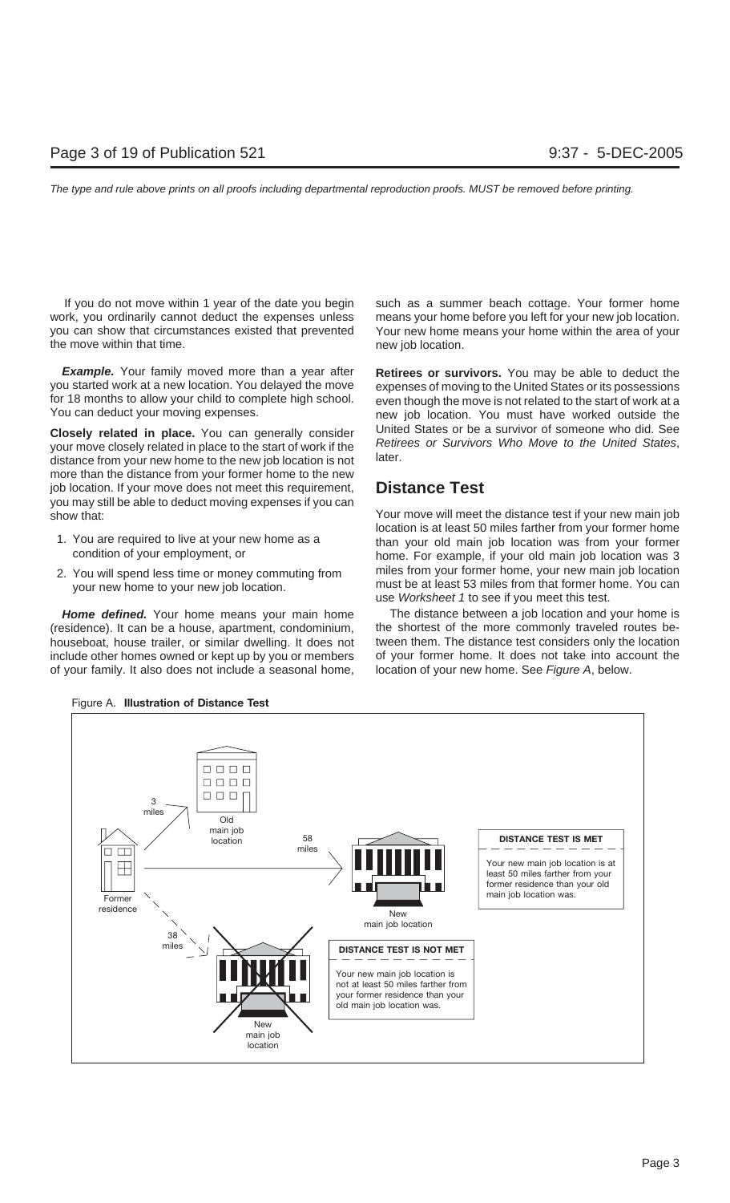If you do not move within 1 year of the date you begin work, you ordinarily cannot deduct the expenses unless you can show that circumstances existed that prevented the move within that time.

***Example.*** Your family moved more than a year after you started work at a new location. You delayed the move for 18 months to allow your child to complete high school. You can deduct your moving expenses.

**Closely related in place.** You can generally consider your move closely related in place to the start of work if the distance from your new home to the new job location is not more than the distance from your former home to the new job location. If your move does not meet this requirement, you may still be able to deduct moving expenses if you can show that:

1. You are required to live at your new home as a condition of your employment, or
2. You will spend less time or money commuting from your new home to your new job location.

***Home defined.*** Your home means your main home (residence). It can be a house, apartment, condominium, houseboat, house trailer, or similar dwelling. It does not include other homes owned or kept up by you or members of your family. It also does not include a seasonal home, such as a summer beach cottage. Your former home means your home before you left for your new job location. Your new home means your home within the area of your new job location.

**Retirees or survivors.** You may be able to deduct the expenses of moving to the United States or its possessions even though the move is not related to the start of work at a new job location. You must have worked outside the United States or be a survivor of someone who did. See *Retirees or Survivors Who Move to the United States*, later.

## Distance Test

Your move will meet the distance test if your new main job location is at least 50 miles farther from your former home than your old main job location was from your former home. For example, if your old main job location was 3 miles from your former home, your new main job location must be at least 53 miles from that former home. You can use *Worksheet 1* to see if you meet this test.

The distance between a job location and your home is the shortest of the more commonly traveled routes between them. The distance test considers only the location of your former home. It does not take into account the location of your new home. See *Figure A*, below.

Figure A. **Illustration of Distance Test**

Former residence — 3 miles — Old main job location

Former residence — 58 miles — New main job location

**DISTANCE TEST IS MET**

Your new main job location is at least 50 miles farther from your former residence than your old main job location was.

Former residence — 38 miles — New main job location

**DISTANCE TEST IS NOT MET**

Your new main job location is not at least 50 miles farther from your former residence than your old main job location was.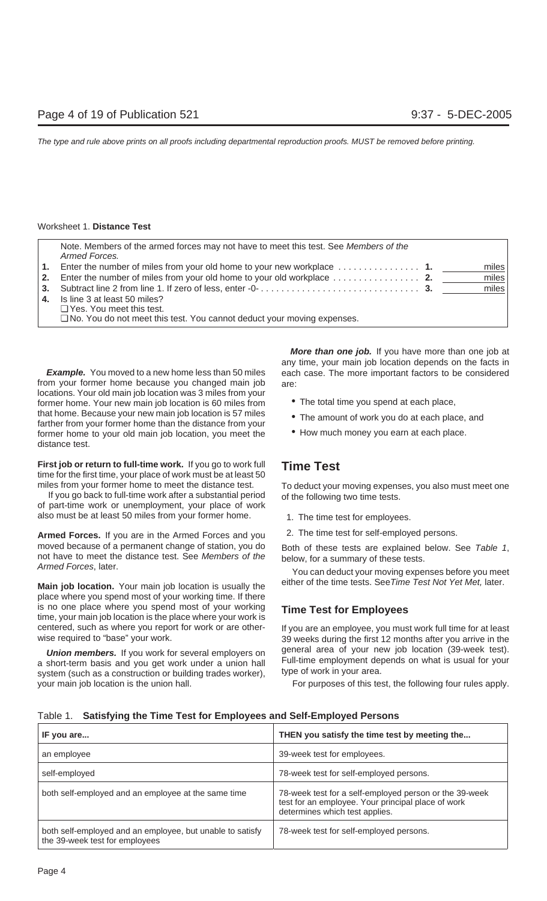Worksheet 1. **Distance Test**

| | Note. Members of the armed forces may not have to meet this test. See *Members of the Armed Forces.* | | |
|---|---|---|---|
| **1.** | Enter the number of miles from your old home to your new workplace . . . . . . . . . . . . . . . . | **1.** | miles |
| **2.** | Enter the number of miles from your old home to your old workplace . . . . . . . . . . . . . . . . | **2.** | miles |
| **3.** | Subtract line 2 from line 1. If zero of less, enter -0- . . . . . . . . . . . . . . . . . . . . . . . . . . . . . . . | **3.** | miles |
| **4.** | Is line 3 at least 50 miles?<br>❑ Yes. You meet this test.<br>❑ No. You do not meet this test. You cannot deduct your moving expenses. | | |

***Example.*** You moved to a new home less than 50 miles from your former home because you changed main job locations. Your old main job location was 3 miles from your former home. Your new main job location is 60 miles from that home. Because your new main job location is 57 miles farther from your former home than the distance from your former home to your old main job location, you meet the distance test.

**First job or return to full-time work.** If you go to work full time for the first time, your place of work must be at least 50 miles from your former home to meet the distance test.

If you go back to full-time work after a substantial period of part-time work or unemployment, your place of work also must be at least 50 miles from your former home.

**Armed Forces.** If you are in the Armed Forces and you moved because of a permanent change of station, you do not have to meet the distance test. See *Members of the Armed Forces*, later.

**Main job location.** Your main job location is usually the place where you spend most of your working time. If there is no one place where you spend most of your working time, your main job location is the place where your work is centered, such as where you report for work or are otherwise required to "base" your work.

***Union members.*** If you work for several employers on a short-term basis and you get work under a union hall system (such as a construction or building trades worker), your main job location is the union hall.

***More than one job.*** If you have more than one job at any time, your main job location depends on the facts in each case. The more important factors to be considered are:

- The total time you spend at each place,
- The amount of work you do at each place, and
- How much money you earn at each place.

## Time Test

To deduct your moving expenses, you also must meet one of the following two time tests.

1. The time test for employees.
2. The time test for self-employed persons.

Both of these tests are explained below. See *Table 1*, below, for a summary of these tests.

You can deduct your moving expenses before you meet either of the time tests. See *Time Test Not Yet Met,* later.

### Time Test for Employees

If you are an employee, you must work full time for at least 39 weeks during the first 12 months after you arrive in the general area of your new job location (39-week test). Full-time employment depends on what is usual for your type of work in your area.

For purposes of this test, the following four rules apply.

Table 1. **Satisfying the Time Test for Employees and Self-Employed Persons**

| IF you are... | THEN you satisfy the time test by meeting the... |
|---|---|
| an employee | 39-week test for employees. |
| self-employed | 78-week test for self-employed persons. |
| both self-employed and an employee at the same time | 78-week test for a self-employed person or the 39-week test for an employee. Your principal place of work determines which test applies. |
| both self-employed and an employee, but unable to satisfy the 39-week test for employees | 78-week test for self-employed persons. |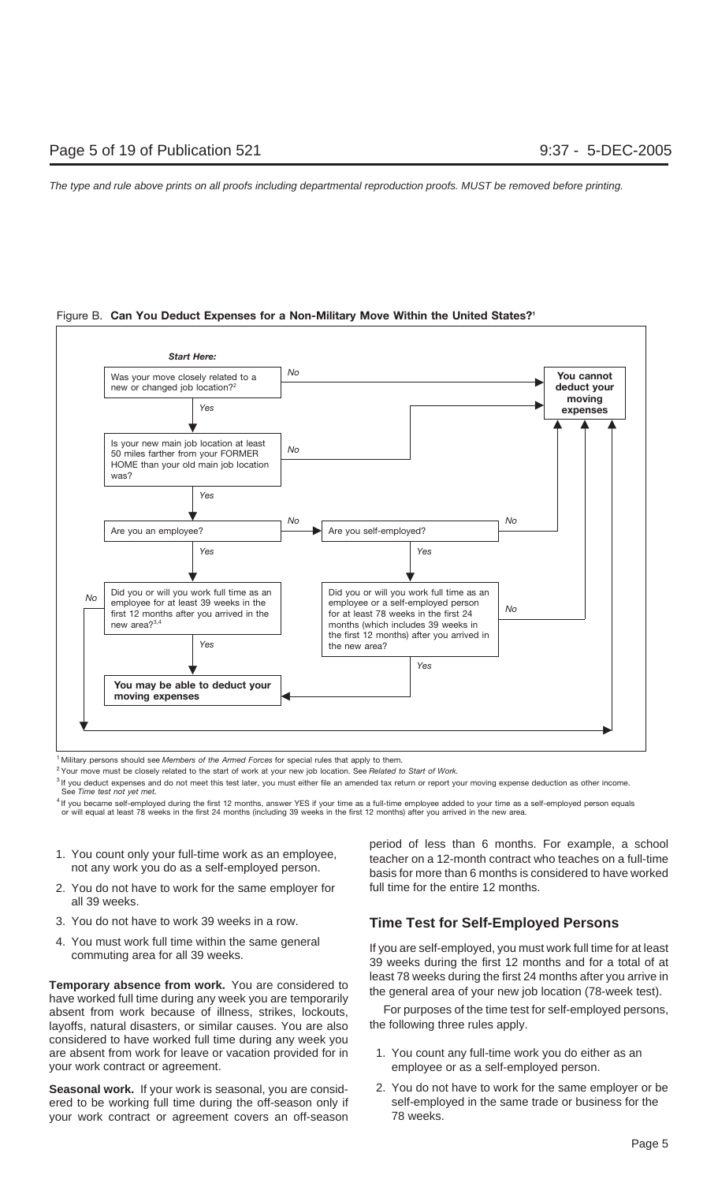Figure B. **Can You Deduct Expenses for a Non-Military Move Within the United States?**[1]

**Start Here:**

- Was your move closely related to a new or changed job location?[2]
  - *No* → **You cannot deduct your moving expenses**
  - *Yes* → Is your new main job location at least 50 miles farther from your FORMER HOME than your old main job location was?
    - *No* → **You cannot deduct your moving expenses**
    - *Yes* → Are you an employee?
      - *Yes* → Did you or will you work full time as an employee for at least 39 weeks in the first 12 months after you arrived in the new area?[3,4]
        - *Yes* → **You may be able to deduct your moving expenses**
        - *No* → **You cannot deduct your moving expenses**
      - *No* → Are you self-employed?
        - *No* → **You cannot deduct your moving expenses**
        - *Yes* → Did you or will you work full time as an employee or a self-employed person for at least 78 weeks in the first 24 months (which includes 39 weeks in the first 12 months) after you arrived in the new area?
          - *Yes* → **You may be able to deduct your moving expenses**
          - *No* → **You cannot deduct your moving expenses**

[1] Military persons should see *Members of the Armed Forces* for special rules that apply to them.

[2] Your move must be closely related to the start of work at your new job location. See *Related to Start of Work.*

[3] If you deduct expenses and do not meet this test later, you must either file an amended tax return or report your moving expense deduction as other income. See *Time test not yet met.*

[4] If you became self-employed during the first 12 months, answer YES if your time as a full-time employee added to your time as a self-employed person equals or will equal at least 78 weeks in the first 24 months (including 39 weeks in the first 12 months) after you arrived in the new area.

1. You count only your full-time work as an employee, not any work you do as a self-employed person.
2. You do not have to work for the same employer for all 39 weeks.
3. You do not have to work 39 weeks in a row.
4. You must work full time within the same general commuting area for all 39 weeks.

**Temporary absence from work.** You are considered to have worked full time during any week you are temporarily absent from work because of illness, strikes, lockouts, layoffs, natural disasters, or similar causes. You are also considered to have worked full time during any week you are absent from work for leave or vacation provided for in your work contract or agreement.

**Seasonal work.** If your work is seasonal, you are considered to be working full time during the off-season only if your work contract or agreement covers an off-season period of less than 6 months. For example, a school teacher on a 12-month contract who teaches on a full-time basis for more than 6 months is considered to have worked full time for the entire 12 months.

### Time Test for Self-Employed Persons

If you are self-employed, you must work full time for at least 39 weeks during the first 12 months and for a total of at least 78 weeks during the first 24 months after you arrive in the general area of your new job location (78-week test).

For purposes of the time test for self-employed persons, the following three rules apply.

1. You count any full-time work you do either as an employee or as a self-employed person.
2. You do not have to work for the same employer or be self-employed in the same trade or business for the 78 weeks.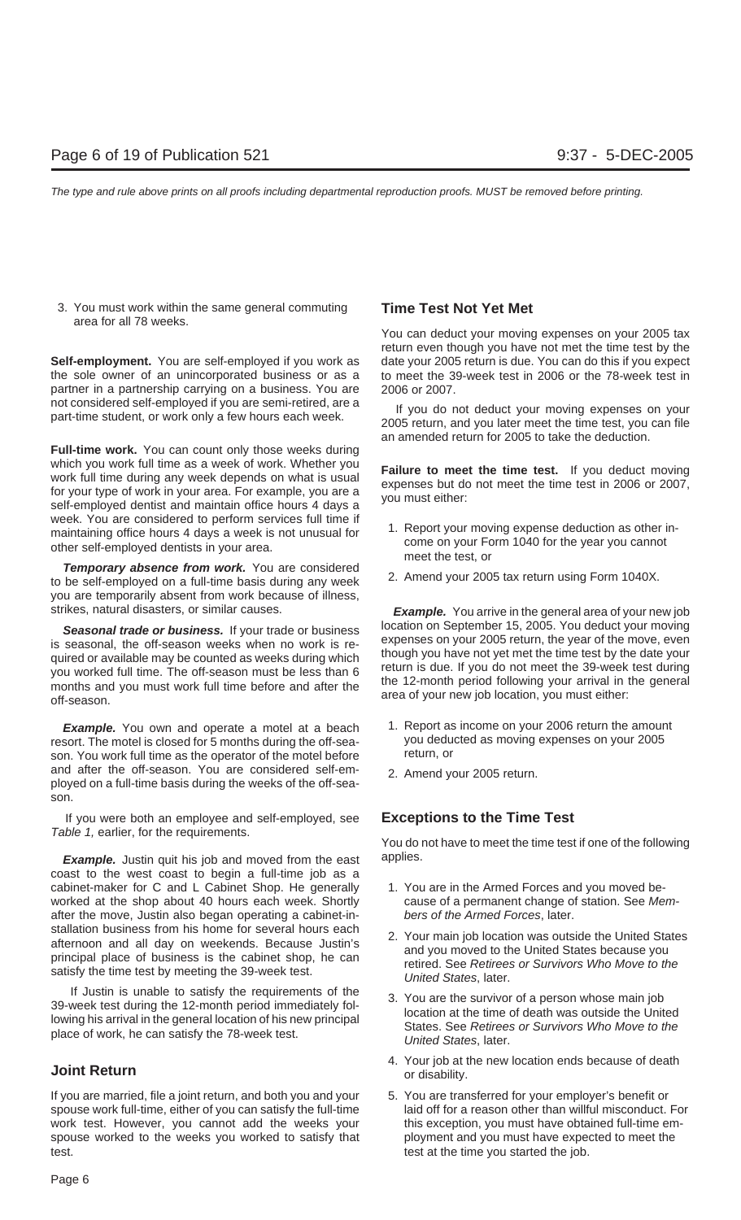3. You must work within the same general commuting area for all 78 weeks.

**Self-employment.** You are self-employed if you work as the sole owner of an unincorporated business or as a partner in a partnership carrying on a business. You are not considered self-employed if you are semi-retired, are a part-time student, or work only a few hours each week.

**Full-time work.** You can count only those weeks during which you work full time as a week of work. Whether you work full time during any week depends on what is usual for your type of work in your area. For example, you are a self-employed dentist and maintain office hours 4 days a week. You are considered to perform services full time if maintaining office hours 4 days a week is not unusual for other self-employed dentists in your area.

***Temporary absence from work.*** You are considered to be self-employed on a full-time basis during any week you are temporarily absent from work because of illness, strikes, natural disasters, or similar causes.

***Seasonal trade or business.*** If your trade or business is seasonal, the off-season weeks when no work is required or available may be counted as weeks during which you worked full time. The off-season must be less than 6 months and you must work full time before and after the off-season.

***Example.*** You own and operate a motel at a beach resort. The motel is closed for 5 months during the off-season. You work full time as the operator of the motel before and after the off-season. You are considered self-employed on a full-time basis during the weeks of the off-season.

If you were both an employee and self-employed, see *Table 1,* earlier, for the requirements.

***Example.*** Justin quit his job and moved from the east coast to the west coast to begin a full-time job as a cabinet-maker for C and L Cabinet Shop. He generally worked at the shop about 40 hours each week. Shortly after the move, Justin also began operating a cabinet-installation business from his home for several hours each afternoon and all day on weekends. Because Justin's principal place of business is the cabinet shop, he can satisfy the time test by meeting the 39-week test.

If Justin is unable to satisfy the requirements of the 39-week test during the 12-month period immediately following his arrival in the general location of his new principal place of work, he can satisfy the 78-week test.

## Joint Return

If you are married, file a joint return, and both you and your spouse work full-time, either of you can satisfy the full-time work test. However, you cannot add the weeks your spouse worked to the weeks you worked to satisfy that test.

## Time Test Not Yet Met

You can deduct your moving expenses on your 2005 tax return even though you have not met the time test by the date your 2005 return is due. You can do this if you expect to meet the 39-week test in 2006 or the 78-week test in 2006 or 2007.

If you do not deduct your moving expenses on your 2005 return, and you later meet the time test, you can file an amended return for 2005 to take the deduction.

**Failure to meet the time test.** If you deduct moving expenses but do not meet the time test in 2006 or 2007, you must either:

1. Report your moving expense deduction as other income on your Form 1040 for the year you cannot meet the test, or
2. Amend your 2005 tax return using Form 1040X.

***Example.*** You arrive in the general area of your new job location on September 15, 2005. You deduct your moving expenses on your 2005 return, the year of the move, even though you have not yet met the time test by the date your return is due. If you do not meet the 39-week test during the 12-month period following your arrival in the general area of your new job location, you must either:

1. Report as income on your 2006 return the amount you deducted as moving expenses on your 2005 return, or
2. Amend your 2005 return.

## Exceptions to the Time Test

You do not have to meet the time test if one of the following applies.

1. You are in the Armed Forces and you moved because of a permanent change of station. See *Members of the Armed Forces*, later.
2. Your main job location was outside the United States and you moved to the United States because you retired. See *Retirees or Survivors Who Move to the United States*, later.
3. You are the survivor of a person whose main job location at the time of death was outside the United States. See *Retirees or Survivors Who Move to the United States*, later.
4. Your job at the new location ends because of death or disability.
5. You are transferred for your employer's benefit or laid off for a reason other than willful misconduct. For this exception, you must have obtained full-time employment and you must have expected to meet the test at the time you started the job.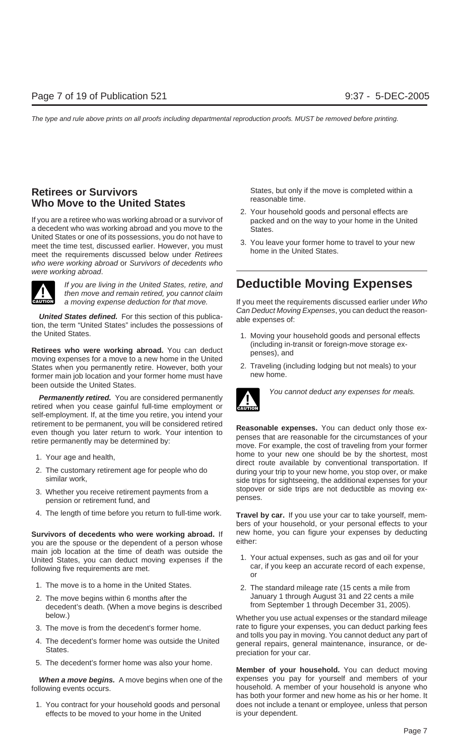## Retirees or Survivors Who Move to the United States

If you are a retiree who was working abroad or a survivor of a decedent who was working abroad and you move to the United States or one of its possessions, you do not have to meet the time test, discussed earlier. However, you must meet the requirements discussed below under *Retirees who were working abroad* or *Survivors of decedents who were working abroad*.

CAUTION: *If you are living in the United States, retire, and then move and remain retired, you cannot claim a moving expense deduction for that move.*

***United States defined.*** For this section of this publication, the term "United States" includes the possessions of the United States.

**Retirees who were working abroad.** You can deduct moving expenses for a move to a new home in the United States when you permanently retire. However, both your former main job location and your former home must have been outside the United States.

***Permanently retired.*** You are considered permanently retired when you cease gainful full-time employment or self-employment. If, at the time you retire, you intend your retirement to be permanent, you will be considered retired even though you later return to work. Your intention to retire permanently may be determined by:

1. Your age and health,
2. The customary retirement age for people who do similar work,
3. Whether you receive retirement payments from a pension or retirement fund, and
4. The length of time before you return to full-time work.

**Survivors of decedents who were working abroad.** If you are the spouse or the dependent of a person whose main job location at the time of death was outside the United States, you can deduct moving expenses if the following five requirements are met.

1. The move is to a home in the United States.
2. The move begins within 6 months after the decedent's death. (When a move begins is described below.)
3. The move is from the decedent's former home.
4. The decedent's former home was outside the United States.
5. The decedent's former home was also your home.

***When a move begins.*** A move begins when one of the following events occurs.

1. You contract for your household goods and personal effects to be moved to your home in the United States, but only if the move is completed within a reasonable time.
2. Your household goods and personal effects are packed and on the way to your home in the United States.
3. You leave your former home to travel to your new home in the United States.

# Deductible Moving Expenses

If you meet the requirements discussed earlier under *Who Can Deduct Moving Expenses*, you can deduct the reasonable expenses of:

1. Moving your household goods and personal effects (including in-transit or foreign-move storage expenses), and
2. Traveling (including lodging but not meals) to your new home.

CAUTION: *You cannot deduct any expenses for meals.*

**Reasonable expenses.** You can deduct only those expenses that are reasonable for the circumstances of your move. For example, the cost of traveling from your former home to your new one should be by the shortest, most direct route available by conventional transportation. If during your trip to your new home, you stop over, or make side trips for sightseeing, the additional expenses for your stopover or side trips are not deductible as moving expenses.

**Travel by car.** If you use your car to take yourself, members of your household, or your personal effects to your new home, you can figure your expenses by deducting either:

1. Your actual expenses, such as gas and oil for your car, if you keep an accurate record of each expense, or
2. The standard mileage rate (15 cents a mile from January 1 through August 31 and 22 cents a mile from September 1 through December 31, 2005).

Whether you use actual expenses or the standard mileage rate to figure your expenses, you can deduct parking fees and tolls you pay in moving. You cannot deduct any part of general repairs, general maintenance, insurance, or depreciation for your car.

**Member of your household.** You can deduct moving expenses you pay for yourself and members of your household. A member of your household is anyone who has both your former and new home as his or her home. It does not include a tenant or employee, unless that person is your dependent.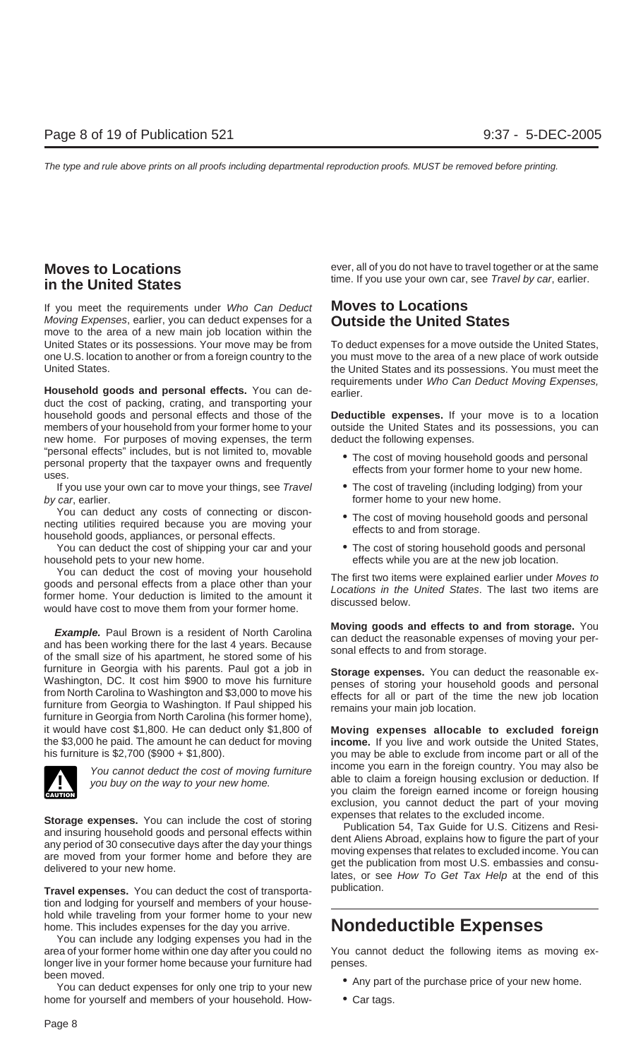## Moves to Locations in the United States

If you meet the requirements under *Who Can Deduct Moving Expenses*, earlier, you can deduct expenses for a move to the area of a new main job location within the United States or its possessions. Your move may be from one U.S. location to another or from a foreign country to the United States.

**Household goods and personal effects.** You can deduct the cost of packing, crating, and transporting your household goods and personal effects and those of the members of your household from your former home to your new home. For purposes of moving expenses, the term "personal effects" includes, but is not limited to, movable personal property that the taxpayer owns and frequently uses.

If you use your own car to move your things, see *Travel by car*, earlier.

You can deduct any costs of connecting or disconnecting utilities required because you are moving your household goods, appliances, or personal effects.

You can deduct the cost of shipping your car and your household pets to your new home.

You can deduct the cost of moving your household goods and personal effects from a place other than your former home. Your deduction is limited to the amount it would have cost to move them from your former home.

***Example.*** Paul Brown is a resident of North Carolina and has been working there for the last 4 years. Because of the small size of his apartment, he stored some of his furniture in Georgia with his parents. Paul got a job in Washington, DC. It cost him $900 to move his furniture from North Carolina to Washington and $3,000 to move his furniture from Georgia to Washington. If Paul shipped his furniture in Georgia from North Carolina (his former home), it would have cost $1,800. He can deduct only $1,800 of the $3,000 he paid. The amount he can deduct for moving his furniture is $2,700 ($900 + $1,800).

CAUTION: *You cannot deduct the cost of moving furniture you buy on the way to your new home.*

**Storage expenses.** You can include the cost of storing and insuring household goods and personal effects within any period of 30 consecutive days after the day your things are moved from your former home and before they are delivered to your new home.

**Travel expenses.** You can deduct the cost of transportation and lodging for yourself and members of your household while traveling from your former home to your new home. This includes expenses for the day you arrive.

You can include any lodging expenses you had in the area of your former home within one day after you could no longer live in your former home because your furniture had been moved.

You can deduct expenses for only one trip to your new home for yourself and members of your household. However, all of you do not have to travel together or at the same time. If you use your own car, see *Travel by car*, earlier.

## Moves to Locations Outside the United States

To deduct expenses for a move outside the United States, you must move to the area of a new place of work outside the United States and its possessions. You must meet the requirements under *Who Can Deduct Moving Expenses*, earlier.

**Deductible expenses.** If your move is to a location outside the United States and its possessions, you can deduct the following expenses.

- The cost of moving household goods and personal effects from your former home to your new home.
- The cost of traveling (including lodging) from your former home to your new home.
- The cost of moving household goods and personal effects to and from storage.
- The cost of storing household goods and personal effects while you are at the new job location.

The first two items were explained earlier under *Moves to Locations in the United States*. The last two items are discussed below.

**Moving goods and effects to and from storage.** You can deduct the reasonable expenses of moving your personal effects to and from storage.

**Storage expenses.** You can deduct the reasonable expenses of storing your household goods and personal effects for all or part of the time the new job location remains your main job location.

**Moving expenses allocable to excluded foreign income.** If you live and work outside the United States, you may be able to exclude from income part or all of the income you earn in the foreign country. You may also be able to claim a foreign housing exclusion or deduction. If you claim the foreign earned income or foreign housing exclusion, you cannot deduct the part of your moving expenses that relates to the excluded income.

Publication 54, Tax Guide for U.S. Citizens and Resident Aliens Abroad, explains how to figure the part of your moving expenses that relates to excluded income. You can get the publication from most U.S. embassies and consulates, or see *How To Get Tax Help* at the end of this publication.

## Nondeductible Expenses

You cannot deduct the following items as moving expenses.

- Any part of the purchase price of your new home.
- Car tags.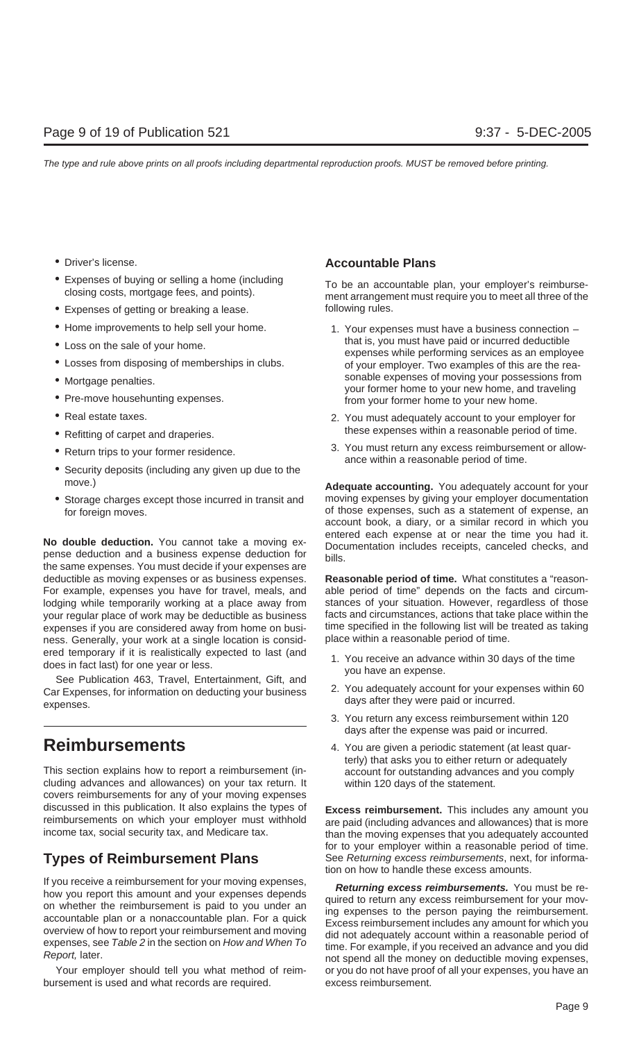- Driver's license.
- Expenses of buying or selling a home (including closing costs, mortgage fees, and points).
- Expenses of getting or breaking a lease.
- Home improvements to help sell your home.
- Loss on the sale of your home.
- Losses from disposing of memberships in clubs.
- Mortgage penalties.
- Pre-move househunting expenses.
- Real estate taxes.
- Refitting of carpet and draperies.
- Return trips to your former residence.
- Security deposits (including any given up due to the move.)
- Storage charges except those incurred in transit and for foreign moves.

**No double deduction.** You cannot take a moving expense deduction and a business expense deduction for the same expenses. You must decide if your expenses are deductible as moving expenses or as business expenses. For example, expenses you have for travel, meals, and lodging while temporarily working at a place away from your regular place of work may be deductible as business expenses if you are considered away from home on business. Generally, your work at a single location is considered temporary if it is realistically expected to last (and does in fact last) for one year or less.

See Publication 463, Travel, Entertainment, Gift, and Car Expenses, for information on deducting your business expenses.

# Reimbursements

This section explains how to report a reimbursement (including advances and allowances) on your tax return. It covers reimbursements for any of your moving expenses discussed in this publication. It also explains the types of reimbursements on which your employer must withhold income tax, social security tax, and Medicare tax.

## Types of Reimbursement Plans

If you receive a reimbursement for your moving expenses, how you report this amount and your expenses depends on whether the reimbursement is paid to you under an accountable plan or a nonaccountable plan. For a quick overview of how to report your reimbursement and moving expenses, see *Table 2* in the section on *How and When To Report,* later.

Your employer should tell you what method of reimbursement is used and what records are required.

### Accountable Plans

To be an accountable plan, your employer's reimbursement arrangement must require you to meet all three of the following rules.

1. Your expenses must have a business connection – that is, you must have paid or incurred deductible expenses while performing services as an employee of your employer. Two examples of this are the reasonable expenses of moving your possessions from your former home to your new home, and traveling from your former home to your new home.
2. You must adequately account to your employer for these expenses within a reasonable period of time.
3. You must return any excess reimbursement or allowance within a reasonable period of time.

**Adequate accounting.** You adequately account for your moving expenses by giving your employer documentation of those expenses, such as a statement of expense, an account book, a diary, or a similar record in which you entered each expense at or near the time you had it. Documentation includes receipts, canceled checks, and bills.

**Reasonable period of time.** What constitutes a "reasonable period of time" depends on the facts and circumstances of your situation. However, regardless of those facts and circumstances, actions that take place within the time specified in the following list will be treated as taking place within a reasonable period of time.

1. You receive an advance within 30 days of the time you have an expense.
2. You adequately account for your expenses within 60 days after they were paid or incurred.
3. You return any excess reimbursement within 120 days after the expense was paid or incurred.
4. You are given a periodic statement (at least quarterly) that asks you to either return or adequately account for outstanding advances and you comply within 120 days of the statement.

**Excess reimbursement.** This includes any amount you are paid (including advances and allowances) that is more than the moving expenses that you adequately accounted for to your employer within a reasonable period of time. See *Returning excess reimbursements*, next, for information on how to handle these excess amounts.

***Returning excess reimbursements.*** You must be required to return any excess reimbursement for your moving expenses to the person paying the reimbursement. Excess reimbursement includes any amount for which you did not adequately account within a reasonable period of time. For example, if you received an advance and you did not spend all the money on deductible moving expenses, or you do not have proof of all your expenses, you have an excess reimbursement.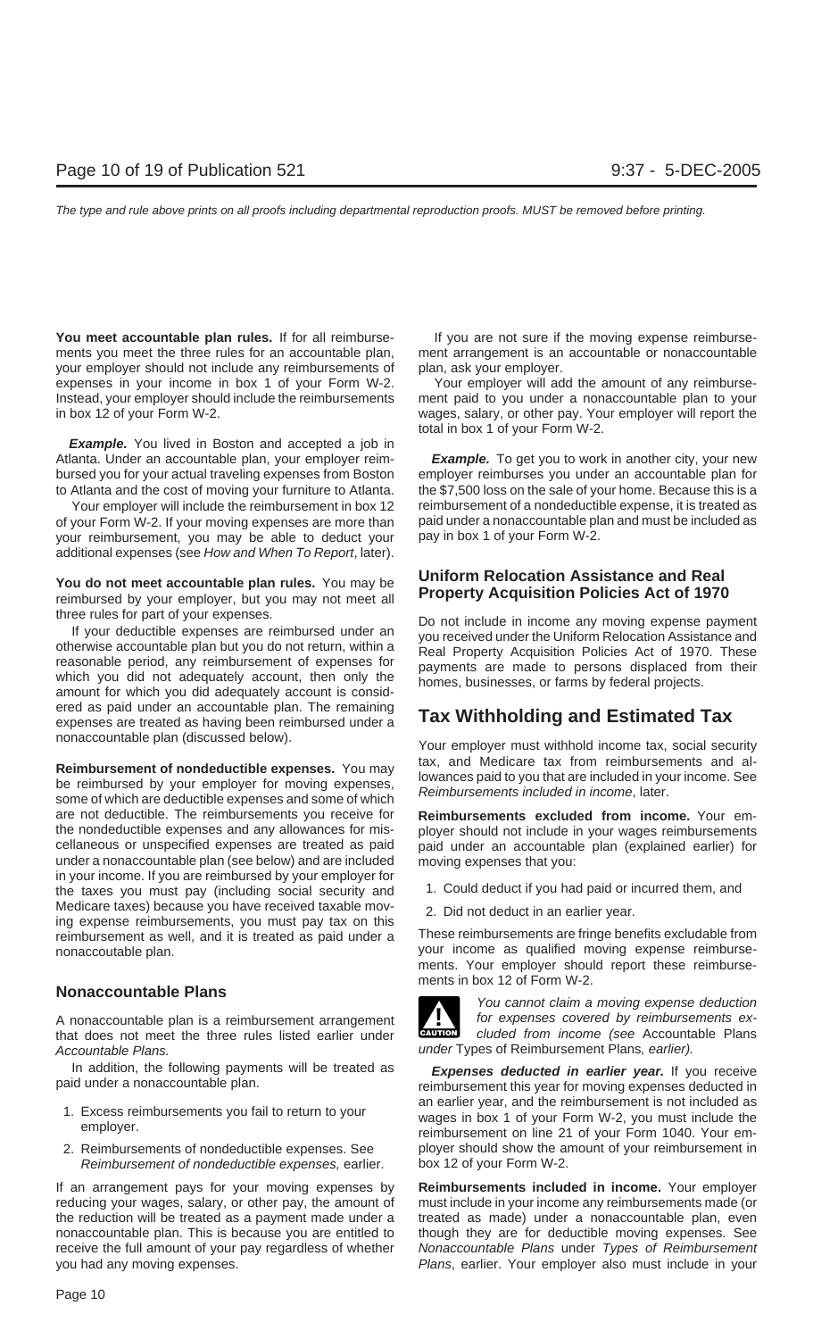**You meet accountable plan rules.** If for all reimbursements you meet the three rules for an accountable plan, your employer should not include any reimbursements of expenses in your income in box 1 of your Form W-2. Instead, your employer should include the reimbursements in box 12 of your Form W-2.

***Example.*** You lived in Boston and accepted a job in Atlanta. Under an accountable plan, your employer reimbursed you for your actual traveling expenses from Boston to Atlanta and the cost of moving your furniture to Atlanta.

Your employer will include the reimbursement in box 12 of your Form W-2. If your moving expenses are more than your reimbursement, you may be able to deduct your additional expenses (see *How and When To Report*, later).

**You do not meet accountable plan rules.** You may be reimbursed by your employer, but you may not meet all three rules for part of your expenses.

If your deductible expenses are reimbursed under an otherwise accountable plan but you do not return, within a reasonable period, any reimbursement of expenses for which you did not adequately account, then only the amount for which you did adequately account is considered as paid under an accountable plan. The remaining expenses are treated as having been reimbursed under a nonaccountable plan (discussed below).

**Reimbursement of nondeductible expenses.** You may be reimbursed by your employer for moving expenses, some of which are deductible expenses and some of which are not deductible. The reimbursements you receive for the nondeductible expenses and any allowances for miscellaneous or unspecified expenses are treated as paid under a nonaccountable plan (see below) and are included in your income. If you are reimbursed by your employer for the taxes you must pay (including social security and Medicare taxes) because you have received taxable moving expense reimbursements, you must pay tax on this reimbursement as well, and it is treated as paid under a nonaccoutable plan.

### Nonaccountable Plans

A nonaccountable plan is a reimbursement arrangement that does not meet the three rules listed earlier under *Accountable Plans.*

In addition, the following payments will be treated as paid under a nonaccountable plan.

1. Excess reimbursements you fail to return to your employer.
2. Reimbursements of nondeductible expenses. See *Reimbursement of nondeductible expenses,* earlier.

If an arrangement pays for your moving expenses by reducing your wages, salary, or other pay, the amount of the reduction will be treated as a payment made under a nonaccountable plan. This is because you are entitled to receive the full amount of your pay regardless of whether you had any moving expenses.

If you are not sure if the moving expense reimbursement arrangement is an accountable or nonaccountable plan, ask your employer.

Your employer will add the amount of any reimbursement paid to you under a nonaccountable plan to your wages, salary, or other pay. Your employer will report the total in box 1 of your Form W-2.

***Example.*** To get you to work in another city, your new employer reimburses you under an accountable plan for the $7,500 loss on the sale of your home. Because this is a reimbursement of a nondeductible expense, it is treated as paid under a nonaccountable plan and must be included as pay in box 1 of your Form W-2.

## Uniform Relocation Assistance and Real Property Acquisition Policies Act of 1970

Do not include in income any moving expense payment you received under the Uniform Relocation Assistance and Real Property Acquisition Policies Act of 1970. These payments are made to persons displaced from their homes, businesses, or farms by federal projects.

## Tax Withholding and Estimated Tax

Your employer must withhold income tax, social security tax, and Medicare tax from reimbursements and allowances paid to you that are included in your income. See *Reimbursements included in income*, later.

**Reimbursements excluded from income.** Your employer should not include in your wages reimbursements paid under an accountable plan (explained earlier) for moving expenses that you:

1. Could deduct if you had paid or incurred them, and
2. Did not deduct in an earlier year.

These reimbursements are fringe benefits excludable from your income as qualified moving expense reimbursements. Your employer should report these reimbursements in box 12 of Form W-2.

**CAUTION:** *You cannot claim a moving expense deduction for expenses covered by reimbursements excluded from income (see* Accountable Plans *under* Types of Reimbursement Plans*, earlier).*

***Expenses deducted in earlier year.*** If you receive reimbursement this year for moving expenses deducted in an earlier year, and the reimbursement is not included as wages in box 1 of your Form W-2, you must include the reimbursement on line 21 of your Form 1040. Your employer should show the amount of your reimbursement in box 12 of your Form W-2.

**Reimbursements included in income.** Your employer must include in your income any reimbursements made (or treated as made) under a nonaccountable plan, even though they are for deductible moving expenses. See *Nonaccountable Plans* under *Types of Reimbursement Plans*, earlier. Your employer also must include in your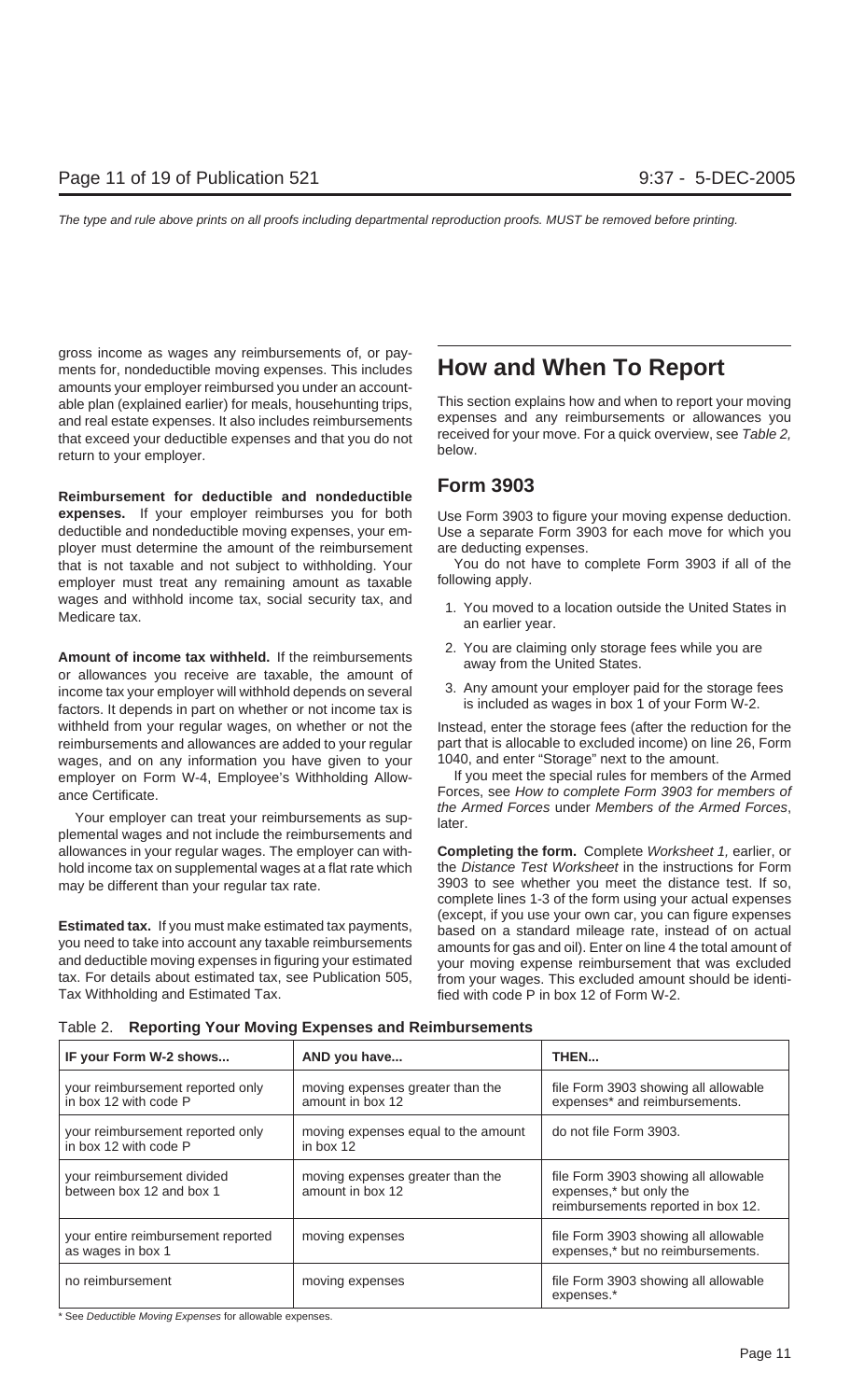gross income as wages any reimbursements of, or payments for, nondeductible moving expenses. This includes amounts your employer reimbursed you under an accountable plan (explained earlier) for meals, househunting trips, and real estate expenses. It also includes reimbursements that exceed your deductible expenses and that you do not return to your employer.

**Reimbursement for deductible and nondeductible expenses.** If your employer reimburses you for both deductible and nondeductible moving expenses, your employer must determine the amount of the reimbursement that is not taxable and not subject to withholding. Your employer must treat any remaining amount as taxable wages and withhold income tax, social security tax, and Medicare tax.

**Amount of income tax withheld.** If the reimbursements or allowances you receive are taxable, the amount of income tax your employer will withhold depends on several factors. It depends in part on whether or not income tax is withheld from your regular wages, on whether or not the reimbursements and allowances are added to your regular wages, and on any information you have given to your employer on Form W-4, Employee's Withholding Allowance Certificate.

Your employer can treat your reimbursements as supplemental wages and not include the reimbursements and allowances in your regular wages. The employer can withhold income tax on supplemental wages at a flat rate which may be different than your regular tax rate.

**Estimated tax.** If you must make estimated tax payments, you need to take into account any taxable reimbursements and deductible moving expenses in figuring your estimated tax. For details about estimated tax, see Publication 505, Tax Withholding and Estimated Tax.

# How and When To Report

This section explains how and when to report your moving expenses and any reimbursements or allowances you received for your move. For a quick overview, see *Table 2,* below.

## Form 3903

Use Form 3903 to figure your moving expense deduction. Use a separate Form 3903 for each move for which you are deducting expenses.

You do not have to complete Form 3903 if all of the following apply.

1. You moved to a location outside the United States in an earlier year.
2. You are claiming only storage fees while you are away from the United States.
3. Any amount your employer paid for the storage fees is included as wages in box 1 of your Form W-2.

Instead, enter the storage fees (after the reduction for the part that is allocable to excluded income) on line 26, Form 1040, and enter "Storage" next to the amount.

If you meet the special rules for members of the Armed Forces, see *How to complete Form 3903 for members of the Armed Forces* under *Members of the Armed Forces*, later.

**Completing the form.** Complete *Worksheet 1*, earlier, or the *Distance Test Worksheet* in the instructions for Form 3903 to see whether you meet the distance test. If so, complete lines 1-3 of the form using your actual expenses (except, if you use your own car, you can figure expenses based on a standard mileage rate, instead of on actual amounts for gas and oil). Enter on line 4 the total amount of your moving expense reimbursement that was excluded from your wages. This excluded amount should be identified with code P in box 12 of Form W-2.

Table 2. **Reporting Your Moving Expenses and Reimbursements**

| IF your Form W-2 shows... | AND you have... | THEN... |
|---|---|---|
| your reimbursement reported only in box 12 with code P | moving expenses greater than the amount in box 12 | file Form 3903 showing all allowable expenses* and reimbursements. |
| your reimbursement reported only in box 12 with code P | moving expenses equal to the amount in box 12 | do not file Form 3903. |
| your reimbursement divided between box 12 and box 1 | moving expenses greater than the amount in box 12 | file Form 3903 showing all allowable expenses,* but only the reimbursements reported in box 12. |
| your entire reimbursement reported as wages in box 1 | moving expenses | file Form 3903 showing all allowable expenses,* but no reimbursements. |
| no reimbursement | moving expenses | file Form 3903 showing all allowable expenses.* |

\* See *Deductible Moving Expenses* for allowable expenses.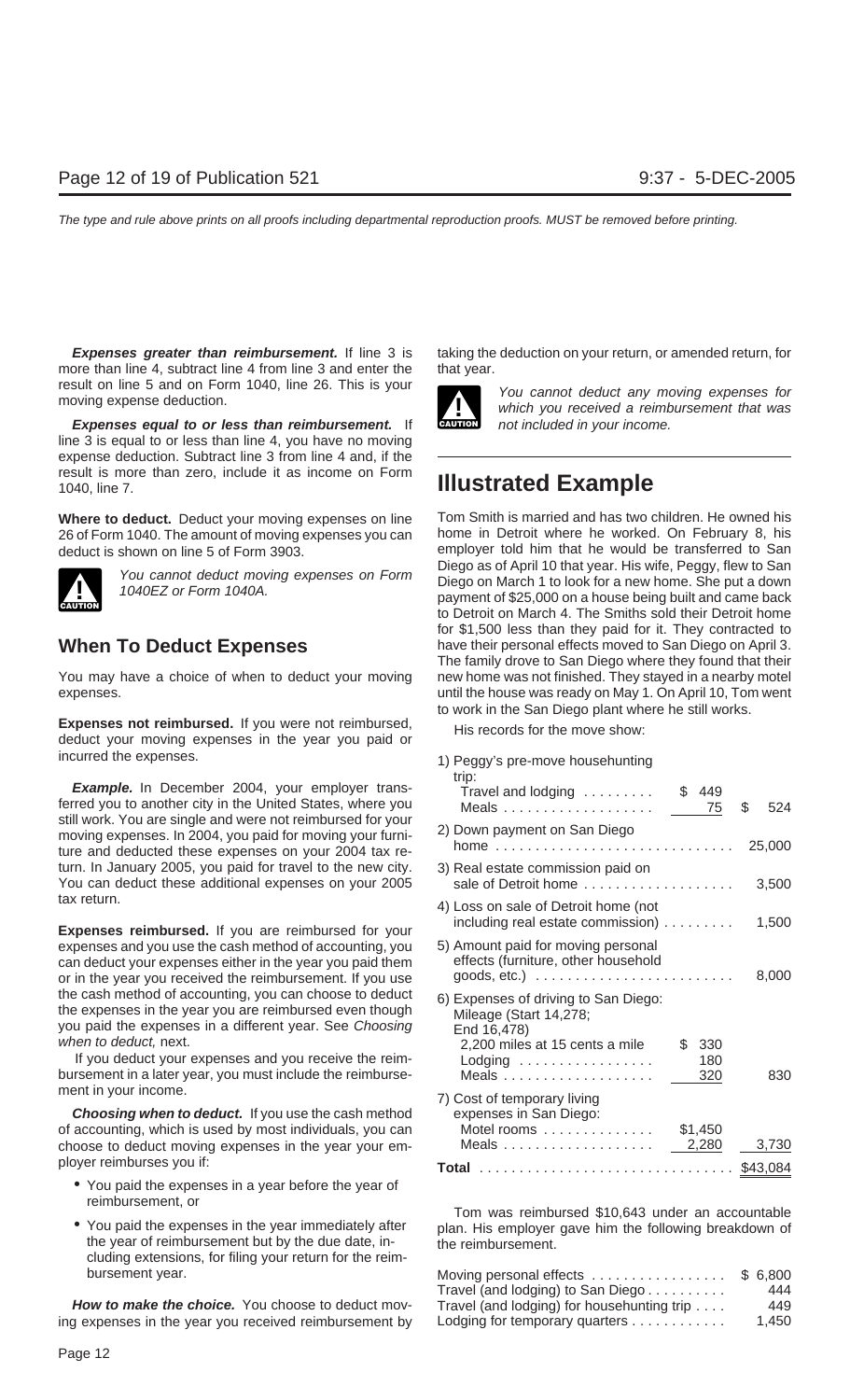**Expenses greater than reimbursement.** If line 3 is more than line 4, subtract line 4 from line 3 and enter the result on line 5 and on Form 1040, line 26. This is your moving expense deduction.

**Expenses equal to or less than reimbursement.** If line 3 is equal to or less than line 4, you have no moving expense deduction. Subtract line 3 from line 4 and, if the result is more than zero, include it as income on Form 1040, line 7.

**Where to deduct.** Deduct your moving expenses on line 26 of Form 1040. The amount of moving expenses you can deduct is shown on line 5 of Form 3903.

> **CAUTION:** You cannot deduct moving expenses on Form 1040EZ or Form 1040A.

## When To Deduct Expenses

You may have a choice of when to deduct your moving expenses.

**Expenses not reimbursed.** If you were not reimbursed, deduct your moving expenses in the year you paid or incurred the expenses.

***Example.*** In December 2004, your employer transferred you to another city in the United States, where you still work. You are single and were not reimbursed for your moving expenses. In 2004, you paid for moving your furniture and deducted these expenses on your 2004 tax return. In January 2005, you paid for travel to the new city. You can deduct these additional expenses on your 2005 tax return.

**Expenses reimbursed.** If you are reimbursed for your expenses and you use the cash method of accounting, you can deduct your expenses either in the year you paid them or in the year you received the reimbursement. If you use the cash method of accounting, you can choose to deduct the expenses in the year you are reimbursed even though you paid the expenses in a different year. See *Choosing when to deduct,* next.

If you deduct your expenses and you receive the reimbursement in a later year, you must include the reimbursement in your income.

***Choosing when to deduct.*** If you use the cash method of accounting, which is used by most individuals, you can choose to deduct moving expenses in the year your employer reimburses you if:

- You paid the expenses in a year before the year of reimbursement, or
- You paid the expenses in the year immediately after the year of reimbursement but by the due date, including extensions, for filing your return for the reimbursement year.

***How to make the choice.*** You choose to deduct moving expenses in the year you received reimbursement by taking the deduction on your return, or amended return, for that year.

> **CAUTION:** You cannot deduct any moving expenses for which you received a reimbursement that was not included in your income.

## Illustrated Example

Tom Smith is married and has two children. He owned his home in Detroit where he worked. On February 8, his employer told him that he would be transferred to San Diego as of April 10 that year. His wife, Peggy, flew to San Diego on March 1 to look for a new home. She put a down payment of $25,000 on a house being built and came back to Detroit on March 4. The Smiths sold their Detroit home for $1,500 less than they paid for it. They contracted to have their personal effects moved to San Diego on April 3. The family drove to San Diego where they found that their new home was not finished. They stayed in a nearby motel until the house was ready on May 1. On April 10, Tom went to work in the San Diego plant where he still works.

His records for the move show:

| | | |
|---|---|---|
| 1) Peggy's pre-move househunting trip: | | |
| Travel and lodging | $ 449 | |
| Meals | 75 | $ 524 |
| 2) Down payment on San Diego home | | 25,000 |
| 3) Real estate commission paid on sale of Detroit home | | 3,500 |
| 4) Loss on sale of Detroit home (not including real estate commission) | | 1,500 |
| 5) Amount paid for moving personal effects (furniture, other household goods, etc.) | | 8,000 |
| 6) Expenses of driving to San Diego: Mileage (Start 14,278; End 16,478) | | |
| 2,200 miles at 15 cents a mile | $ 330 | |
| Lodging | 180 | |
| Meals | 320 | 830 |
| 7) Cost of temporary living expenses in San Diego: | | |
| Motel rooms | $1,450 | |
| Meals | 2,280 | 3,730 |
| **Total** | | $43,084 |

Tom was reimbursed $10,643 under an accountable plan. His employer gave him the following breakdown of the reimbursement.

| | |
|---|---|
| Moving personal effects | $ 6,800 |
| Travel (and lodging) to San Diego | 444 |
| Travel (and lodging) for househunting trip | 449 |
| Lodging for temporary quarters | 1,450 |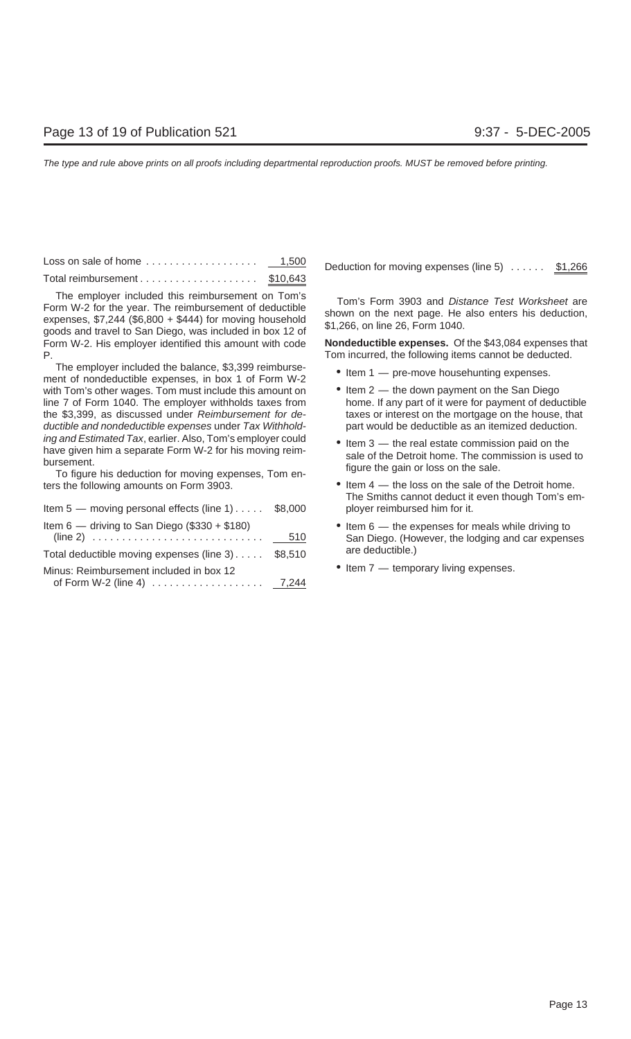| | |
|---|---|
| Loss on sale of home | 1,500 |
| Total reimbursement | $10,643 |

The employer included this reimbursement on Tom's Form W-2 for the year. The reimbursement of deductible expenses, $7,244 ($6,800 + $444) for moving household goods and travel to San Diego, was included in box 12 of Form W-2. His employer identified this amount with code P.

The employer included the balance, $3,399 reimbursement of nondeductible expenses, in box 1 of Form W-2 with Tom's other wages. Tom must include this amount on line 7 of Form 1040. The employer withholds taxes from the $3,399, as discussed under *Reimbursement for deductible and nondeductible expenses* under *Tax Withholding and Estimated Tax*, earlier. Also, Tom's employer could have given him a separate Form W-2 for his moving reimbursement.

To figure his deduction for moving expenses, Tom enters the following amounts on Form 3903.

| | |
|---|---|
| Item 5 — moving personal effects (line 1) | $8,000 |
| Item 6 — driving to San Diego ($330 + $180) (line 2) | 510 |
| Total deductible moving expenses (line 3) | $8,510 |
| Minus: Reimbursement included in box 12 of Form W-2 (line 4) | 7,244 |
| Deduction for moving expenses (line 5) | $1,266 |

Tom's Form 3903 and *Distance Test Worksheet* are shown on the next page. He also enters his deduction, $1,266, on line 26, Form 1040.

**Nondeductible expenses.** Of the $43,084 expenses that Tom incurred, the following items cannot be deducted.

- Item 1 — pre-move househunting expenses.
- Item 2 — the down payment on the San Diego home. If any part of it were for payment of deductible taxes or interest on the mortgage on the house, that part would be deductible as an itemized deduction.
- Item 3 — the real estate commission paid on the sale of the Detroit home. The commission is used to figure the gain or loss on the sale.
- Item 4 — the loss on the sale of the Detroit home. The Smiths cannot deduct it even though Tom's employer reimbursed him for it.
- Item 6 — the expenses for meals while driving to San Diego. (However, the lodging and car expenses are deductible.)
- Item 7 — temporary living expenses.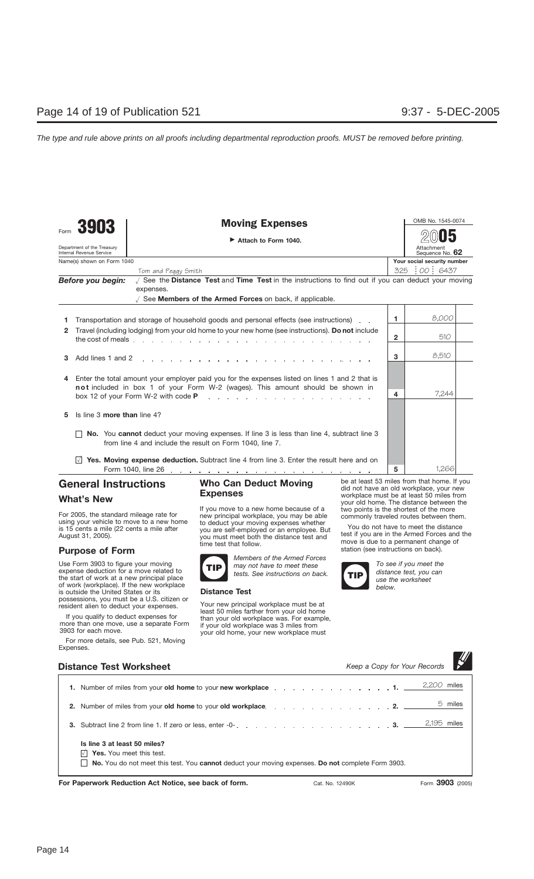# Form 3903 — Moving Expenses

Department of the Treasury
Internal Revenue Service

▶ Attach to Form 1040.

OMB No. 1545-0074

2005

Attachment Sequence No. 62

| Name(s) shown on Form 1040 | Your social security number |
|---|---|
| Tom and Peggy Smith | 325 00 6437 |

**Before you begin:**
√ See the **Distance Test** and **Time Test** in the instructions to find out if you can deduct your moving expenses.
√ See **Members of the Armed Forces** on back, if applicable.

| | | Line | Amount |
|---|---|---|---|
| 1 | Transportation and storage of household goods and personal effects (see instructions) | 1 | 8,000 |
| 2 | Travel (including lodging) from your old home to your new home (see instructions). **Do not** include the cost of meals | 2 | 510 |
| 3 | Add lines 1 and 2 | 3 | 8,510 |
| 4 | Enter the total amount your employer paid you for the expenses listed on lines 1 and 2 that is **not** included in box 1 of your Form W-2 (wages). This amount should be shown in box 12 of your Form W-2 with code **P** | 4 | 7,244 |
| 5 | Is line 3 **more than** line 4? | | |
| | ☐ **No.** You **cannot** deduct your moving expenses. If line 3 is less than line 4, subtract line 3 from line 4 and include the result on Form 1040, line 7. | | |
| | ☑ **Yes. Moving expense deduction.** Subtract line 4 from line 3. Enter the result here and on Form 1040, line 26 | 5 | 1,266 |

## General Instructions

### What's New

For 2005, the standard mileage rate for using your vehicle to move to a new home is 15 cents a mile (22 cents a mile after August 31, 2005).

### Purpose of Form

Use Form 3903 to figure your moving expense deduction for a move related to the start of work at a new principal place of work (workplace). If the new workplace is outside the United States or its possessions, you must be a U.S. citizen or resident alien to deduct your expenses.

If you qualify to deduct expenses for more than one move, use a separate Form 3903 for each move.

For more details, see Pub. 521, Moving Expenses.

### Who Can Deduct Moving Expenses

If you move to a new home because of a new principal workplace, you may be able to deduct your moving expenses whether you are self-employed or an employee. But you must meet both the distance test and time test that follow.

**TIP** *Members of the Armed Forces may not have to meet these tests. See instructions on back.*

### Distance Test

Your new principal workplace must be at least 50 miles farther from your old home than your old workplace was. For example, if your old workplace was 3 miles from your old home, your new workplace must be at least 53 miles from that home. If you did not have an old workplace, your new workplace must be at least 50 miles from your old home. The distance between the two points is the shortest of the more commonly traveled routes between them.

You do not have to meet the distance test if you are in the Armed Forces and the move is due to a permanent change of station (see instructions on back).

**TIP** *To see if you meet the distance test, you can use the worksheet below.*

## Distance Test Worksheet

*Keep a Copy for Your Records*

| | | | |
|---|---|---|---|
| 1. | Number of miles from your **old home** to your **new workplace** | 1. | 2,200 miles |
| 2. | Number of miles from your **old home** to your **old workplace** | 2. | 5 miles |
| 3. | Subtract line 2 from line 1. If zero or less, enter -0- | 3. | 2,195 miles |

**Is line 3 at least 50 miles?**

☑ **Yes.** You meet this test.

☐ **No.** You do not meet this test. You **cannot** deduct your moving expenses. **Do not** complete Form 3903.

**For Paperwork Reduction Act Notice, see back of form.** Cat. No. 12490K Form **3903** (2005)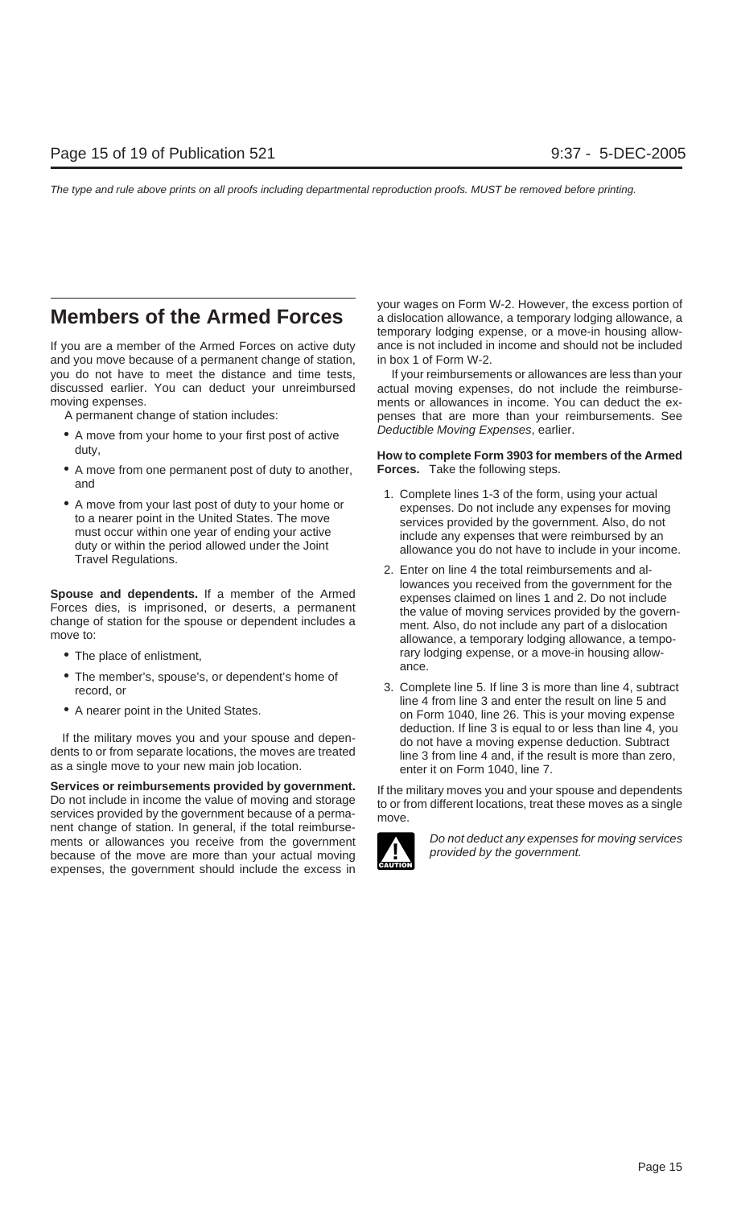## Members of the Armed Forces

If you are a member of the Armed Forces on active duty and you move because of a permanent change of station, you do not have to meet the distance and time tests, discussed earlier. You can deduct your unreimbursed moving expenses.

A permanent change of station includes:

- A move from your home to your first post of active duty,
- A move from one permanent post of duty to another, and
- A move from your last post of duty to your home or to a nearer point in the United States. The move must occur within one year of ending your active duty or within the period allowed under the Joint Travel Regulations.

**Spouse and dependents.** If a member of the Armed Forces dies, is imprisoned, or deserts, a permanent change of station for the spouse or dependent includes a move to:

- The place of enlistment,
- The member's, spouse's, or dependent's home of record, or
- A nearer point in the United States.

If the military moves you and your spouse and dependents to or from separate locations, the moves are treated as a single move to your new main job location.

**Services or reimbursements provided by government.** Do not include in income the value of moving and storage services provided by the government because of a permanent change of station. In general, if the total reimbursements or allowances you receive from the government because of the move are more than your actual moving expenses, the government should include the excess in your wages on Form W-2. However, the excess portion of a dislocation allowance, a temporary lodging allowance, a temporary lodging expense, or a move-in housing allowance is not included in income and should not be included in box 1 of Form W-2.

If your reimbursements or allowances are less than your actual moving expenses, do not include the reimbursements or allowances in income. You can deduct the expenses that are more than your reimbursements. See *Deductible Moving Expenses*, earlier.

**How to complete Form 3903 for members of the Armed Forces.** Take the following steps.

1. Complete lines 1-3 of the form, using your actual expenses. Do not include any expenses for moving services provided by the government. Also, do not include any expenses that were reimbursed by an allowance you do not have to include in your income.
2. Enter on line 4 the total reimbursements and allowances you received from the government for the expenses claimed on lines 1 and 2. Do not include the value of moving services provided by the government. Also, do not include any part of a dislocation allowance, a temporary lodging allowance, a temporary lodging expense, or a move-in housing allowance.
3. Complete line 5. If line 3 is more than line 4, subtract line 4 from line 3 and enter the result on line 5 and on Form 1040, line 26. This is your moving expense deduction. If line 3 is equal to or less than line 4, you do not have a moving expense deduction. Subtract line 3 from line 4 and, if the result is more than zero, enter it on Form 1040, line 7.

If the military moves you and your spouse and dependents to or from different locations, treat these moves as a single move.

**CAUTION:** *Do not deduct any expenses for moving services provided by the government.*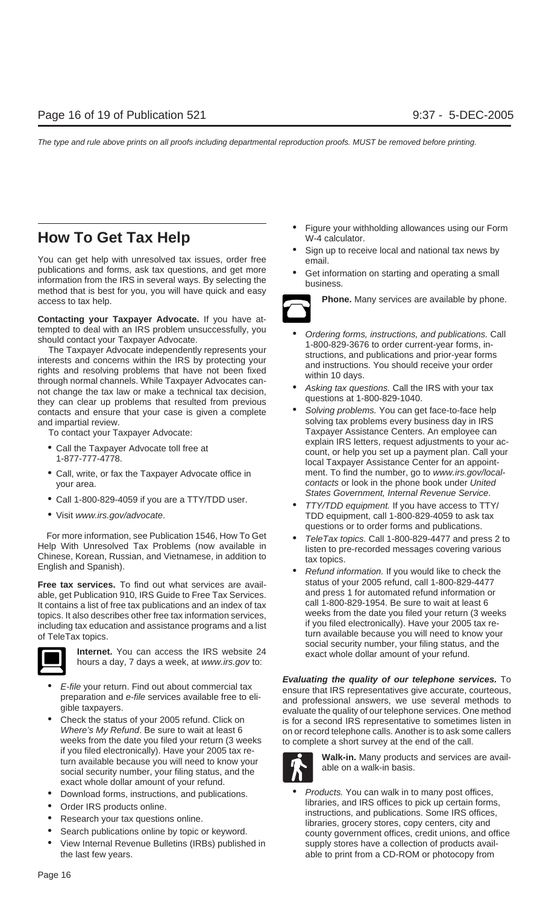# How To Get Tax Help

You can get help with unresolved tax issues, order free publications and forms, ask tax questions, and get more information from the IRS in several ways. By selecting the method that is best for you, you will have quick and easy access to tax help.

**Contacting your Taxpayer Advocate.** If you have attempted to deal with an IRS problem unsuccessfully, you should contact your Taxpayer Advocate.

The Taxpayer Advocate independently represents your interests and concerns within the IRS by protecting your rights and resolving problems that have not been fixed through normal channels. While Taxpayer Advocates cannot change the tax law or make a technical tax decision, they can clear up problems that resulted from previous contacts and ensure that your case is given a complete and impartial review.

To contact your Taxpayer Advocate:

- Call the Taxpayer Advocate toll free at 1-877-777-4778.
- Call, write, or fax the Taxpayer Advocate office in your area.
- Call 1-800-829-4059 if you are a TTY/TDD user.
- Visit *www.irs.gov/advocate*.

For more information, see Publication 1546, How To Get Help With Unresolved Tax Problems (now available in Chinese, Korean, Russian, and Vietnamese, in addition to English and Spanish).

**Free tax services.** To find out what services are available, get Publication 910, IRS Guide to Free Tax Services. It contains a list of free tax publications and an index of tax topics. It also describes other free tax information services, including tax education and assistance programs and a list of TeleTax topics.

**Internet.** You can access the IRS website 24 hours a day, 7 days a week, at *www.irs.gov* to:

- *E-file* your return. Find out about commercial tax preparation and *e-file* services available free to eligible taxpayers.
- Check the status of your 2005 refund. Click on *Where's My Refund*. Be sure to wait at least 6 weeks from the date you filed your return (3 weeks if you filed electronically). Have your 2005 tax return available because you will need to know your social security number, your filing status, and the exact whole dollar amount of your refund.
- Download forms, instructions, and publications.
- Order IRS products online.
- Research your tax questions online.
- Search publications online by topic or keyword.
- View Internal Revenue Bulletins (IRBs) published in the last few years.
- Figure your withholding allowances using our Form W-4 calculator.
- Sign up to receive local and national tax news by email.
- Get information on starting and operating a small business.

**Phone.** Many services are available by phone.

- *Ordering forms, instructions, and publications.* Call 1-800-829-3676 to order current-year forms, instructions, and publications and prior-year forms and instructions. You should receive your order within 10 days.
- *Asking tax questions.* Call the IRS with your tax questions at 1-800-829-1040.
- *Solving problems.* You can get face-to-face help solving tax problems every business day in IRS Taxpayer Assistance Centers. An employee can explain IRS letters, request adjustments to your account, or help you set up a payment plan. Call your local Taxpayer Assistance Center for an appointment. To find the number, go to *www.irs.gov/localcontacts* or look in the phone book under *United States Government, Internal Revenue Service*.
- *TTY/TDD equipment.* If you have access to TTY/TDD equipment, call 1-800-829-4059 to ask tax questions or to order forms and publications.
- *TeleTax topics.* Call 1-800-829-4477 and press 2 to listen to pre-recorded messages covering various tax topics.
- *Refund information.* If you would like to check the status of your 2005 refund, call 1-800-829-4477 and press 1 for automated refund information or call 1-800-829-1954. Be sure to wait at least 6 weeks from the date you filed your return (3 weeks if you filed electronically). Have your 2005 tax return available because you will need to know your social security number, your filing status, and the exact whole dollar amount of your refund.

***Evaluating the quality of our telephone services.*** To ensure that IRS representatives give accurate, courteous, and professional answers, we use several methods to evaluate the quality of our telephone services. One method is for a second IRS representative to sometimes listen in on or record telephone calls. Another is to ask some callers to complete a short survey at the end of the call.

**Walk-in.** Many products and services are available on a walk-in basis.

- *Products.* You can walk in to many post offices, libraries, and IRS offices to pick up certain forms, instructions, and publications. Some IRS offices, libraries, grocery stores, copy centers, city and county government offices, credit unions, and office supply stores have a collection of products available to print from a CD-ROM or photocopy from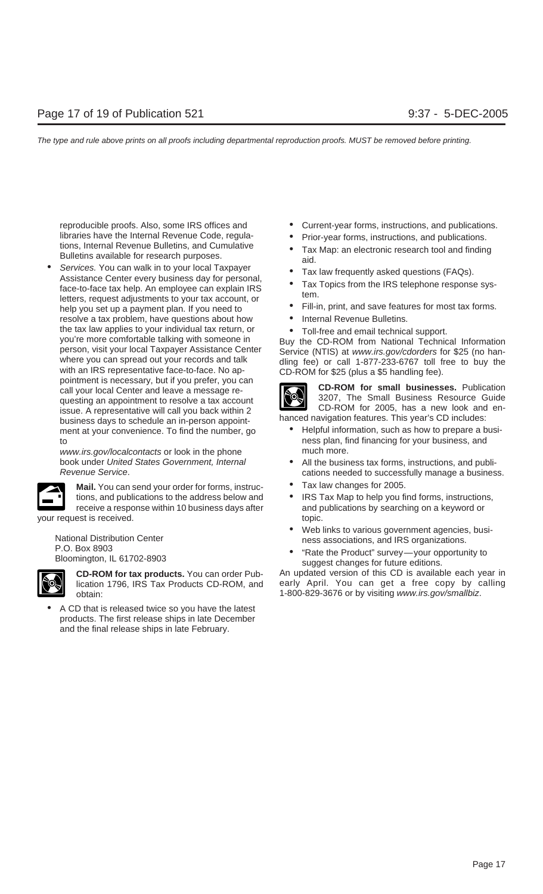reproducible proofs. Also, some IRS offices and libraries have the Internal Revenue Code, regulations, Internal Revenue Bulletins, and Cumulative Bulletins available for research purposes.

- *Services.* You can walk in to your local Taxpayer Assistance Center every business day for personal, face-to-face tax help. An employee can explain IRS letters, request adjustments to your tax account, or help you set up a payment plan. If you need to resolve a tax problem, have questions about how the tax law applies to your individual tax return, or you're more comfortable talking with someone in person, visit your local Taxpayer Assistance Center where you can spread out your records and talk with an IRS representative face-to-face. No appointment is necessary, but if you prefer, you can call your local Center and leave a message requesting an appointment to resolve a tax account issue. A representative will call you back within 2 business days to schedule an in-person appointment at your convenience. To find the number, go to *www.irs.gov/localcontacts* or look in the phone book under *United States Government, Internal Revenue Service*.

**Mail.** You can send your order for forms, instructions, and publications to the address below and receive a response within 10 business days after your request is received.

National Distribution Center
P.O. Box 8903
Bloomington, IL 61702-8903

**CD-ROM for tax products.** You can order Publication 1796, IRS Tax Products CD-ROM, and obtain:

- A CD that is released twice so you have the latest products. The first release ships in late December and the final release ships in late February.
- Current-year forms, instructions, and publications.
- Prior-year forms, instructions, and publications.
- Tax Map: an electronic research tool and finding aid.
- Tax law frequently asked questions (FAQs).
- Tax Topics from the IRS telephone response system.
- Fill-in, print, and save features for most tax forms.
- Internal Revenue Bulletins.
- Toll-free and email technical support.

Buy the CD-ROM from National Technical Information Service (NTIS) at *www.irs.gov/cdorders* for $25 (no handling fee) or call 1-877-233-6767 toll free to buy the CD-ROM for $25 (plus a $5 handling fee).

**CD-ROM for small businesses.** Publication 3207, The Small Business Resource Guide CD-ROM for 2005, has a new look and enhanced navigation features. This year's CD includes:

- Helpful information, such as how to prepare a business plan, find financing for your business, and much more.
- All the business tax forms, instructions, and publications needed to successfully manage a business.
- Tax law changes for 2005.
- IRS Tax Map to help you find forms, instructions, and publications by searching on a keyword or topic.
- Web links to various government agencies, business associations, and IRS organizations.
- "Rate the Product" survey—your opportunity to suggest changes for future editions.

An updated version of this CD is available each year in early April. You can get a free copy by calling 1-800-829-3676 or by visiting *www.irs.gov/smallbiz*.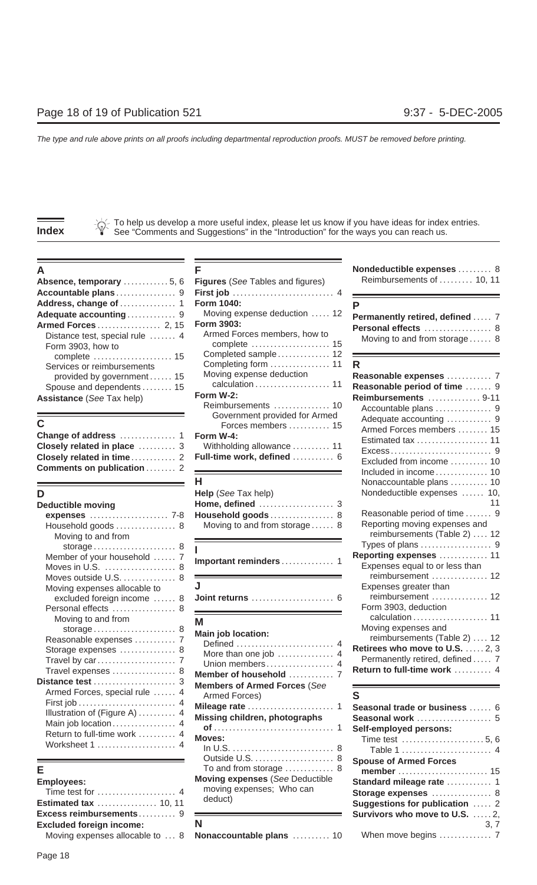# Index

To help us develop a more useful index, please let us know if you have ideas for index entries. See "Comments and Suggestions" in the "Introduction" for the ways you can reach us.

## A

**Absence, temporary** ........... 5, 6
**Accountable plans** ............... 9
**Address, change of** .............. 1
**Adequate accounting** ............ 9
**Armed Forces** ................. 2, 15
- Distance test, special rule ....... 4
- Form 3903, how to complete ..................... 15
- Services or reimbursements provided by government ...... 15
- Spouse and dependents ........ 15

**Assistance** (*See* Tax help)

## C

**Change of address** .............. 1
**Closely related in place** .......... 3
**Closely related in time** ........... 2
**Comments on publication** ........ 2

## D

**Deductible moving expenses** ..................... 7-8
- Household goods ................ 8
  - Moving to and from storage ..................... 8
- Member of your household ...... 7
- Moves in U.S. ................... 8
- Moves outside U.S. .............. 8
- Moving expenses allocable to excluded foreign income ...... 8
- Personal effects ................. 8
  - Moving to and from storage ..................... 8
- Reasonable expenses ........... 7
- Storage expenses ............... 8
- Travel by car ..................... 7
- Travel expenses ................. 8

**Distance test** ...................... 3
- Armed Forces, special rule ...... 4
- First job ......................... 4
- Illustration of (Figure A) .......... 4
- Main job location ................. 4
- Return to full-time work .......... 4
- Worksheet 1 ..................... 4

## E

**Employees:**
- Time test for ..................... 4

**Estimated tax** ................ 10, 11
**Excess reimbursements** .......... 9
**Excluded foreign income:**
- Moving expenses allocable to ... 8

## F

**Figures** (*See* Tables and figures)
**First job** .......................... 4
**Form 1040:**
- Moving expense deduction ..... 12

**Form 3903:**
- Armed Forces members, how to complete ..................... 15
- Completed sample ............. 12
- Completing form ................ 11
- Moving expense deduction calculation .................... 11

**Form W-2:**
- Reimbursements ............... 10
- Government provided for Armed Forces members ........... 15

**Form W-4:**
- Withholding allowance .......... 11

**Full-time work, defined** ........... 6

## H

**Help** (*See* Tax help)
**Home, defined** .................... 3
**Household goods** ................. 8
- Moving to and from storage ...... 8

## I

**Important reminders** ............. 1

## J

**Joint returns** ...................... 6

## M

**Main job location:**
- Defined .......................... 4
- More than one job ............... 4
- Union members .................. 4

**Member of household** ............ 7
**Members of Armed Forces** (*See* Armed Forces)
**Mileage rate** ....................... 1
**Missing children, photographs of** ................................ 1
**Moves:**
- In U.S. ........................... 8
- Outside U.S. ..................... 8
- To and from storage ............ 8

**Moving expenses** (*See* Deductible moving expenses; Who can deduct)

## N

**Nonaccountable plans** .......... 10
**Nondeductible expenses** ......... 8
- Reimbursements of ......... 10, 11

## P

**Permanently retired, defined** ..... 7
**Personal effects** .................. 8
- Moving to and from storage ...... 8

## R

**Reasonable expenses** ............ 7
**Reasonable period of time** ....... 9
**Reimbursements** .............. 9-11
- Accountable plans ............... 9
- Adequate accounting ............ 9
- Armed Forces members ........ 15
- Estimated tax ................... 11
- Excess ........................... 9
- Excluded from income .......... 10
- Included in income .............. 10
- Nonaccountable plans .......... 10
- Nondeductible expenses ...... 10, 11
- Reasonable period of time ....... 9
- Reporting moving expenses and reimbursements (Table 2) .... 12
- Types of plans .................. 9

**Reporting expenses** ............. 11
- Expenses equal to or less than reimbursement ............... 12
- Expenses greater than reimbursement ............... 12
- Form 3903, deduction calculation .................... 11
- Moving expenses and reimbursements (Table 2) .... 12

**Retirees who move to U.S.** ..... 2, 3
- Permanently retired, defined ..... 7

**Return to full-time work** .......... 4

## S

**Seasonal trade or business** ...... 6
**Seasonal work** .................... 5
**Self-employed persons:**
- Time test ...................... 5, 6
- Table 1 ........................ 4

**Spouse of Armed Forces member** ........................ 15
**Standard mileage rate** ............ 1
**Storage expenses** ................ 8
**Suggestions for publication** ..... 2
**Survivors who move to U.S.** ..... 2, 3, 7
- When move begins .............. 7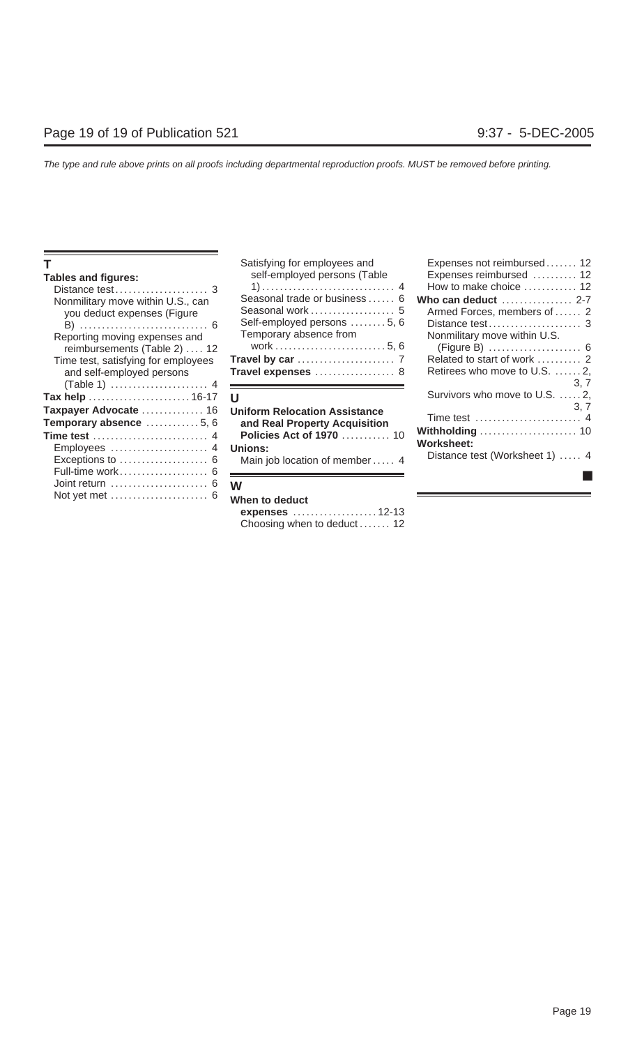## T

**Tables and figures:**
- Distance test ..................... 3
- Nonmilitary move within U.S., can you deduct expenses (Figure B) ............................ 6
- Reporting moving expenses and reimbursements (Table 2) .... 12
- Time test, satisfying for employees and self-employed persons (Table 1) ...................... 4

**Tax help** ....................... 16-17

**Taxpayer Advocate** .............. 16

**Temporary absence** ............ 5, 6

**Time test** .......................... 4
- Employees ...................... 4
- Exceptions to .................... 6
- Full-time work.................... 6
- Joint return ...................... 6
- Not yet met ...................... 6
- Satisfying for employees and self-employed persons (Table 1) .............................. 4
- Seasonal trade or business ...... 6
- Seasonal work ................... 5
- Self-employed persons ........ 5, 6
- Temporary absence from work ......................... 5, 6

**Travel by car** ...................... 7

**Travel expenses** .................. 8

## U

**Uniform Relocation Assistance and Real Property Acquisition Policies Act of 1970** ........... 10

**Unions:**
- Main job location of member ..... 4

## W

**When to deduct expenses** ................... 12-13
- Choosing when to deduct ....... 12
- Expenses not reimbursed ....... 12
- Expenses reimbursed .......... 12
- How to make choice ............ 12

**Who can deduct** ................ 2-7
- Armed Forces, members of ...... 2
- Distance test..................... 3
- Nonmilitary move within U.S. (Figure B) ..................... 6
- Related to start of work .......... 2
- Retirees who move to U.S. ....... 2, 3, 7
- Survivors who move to U.S. ..... 2, 3, 7
- Time test ........................ 4

**Withholding** ...................... 10

**Worksheet:**
- Distance test (Worksheet 1) ..... 4

■